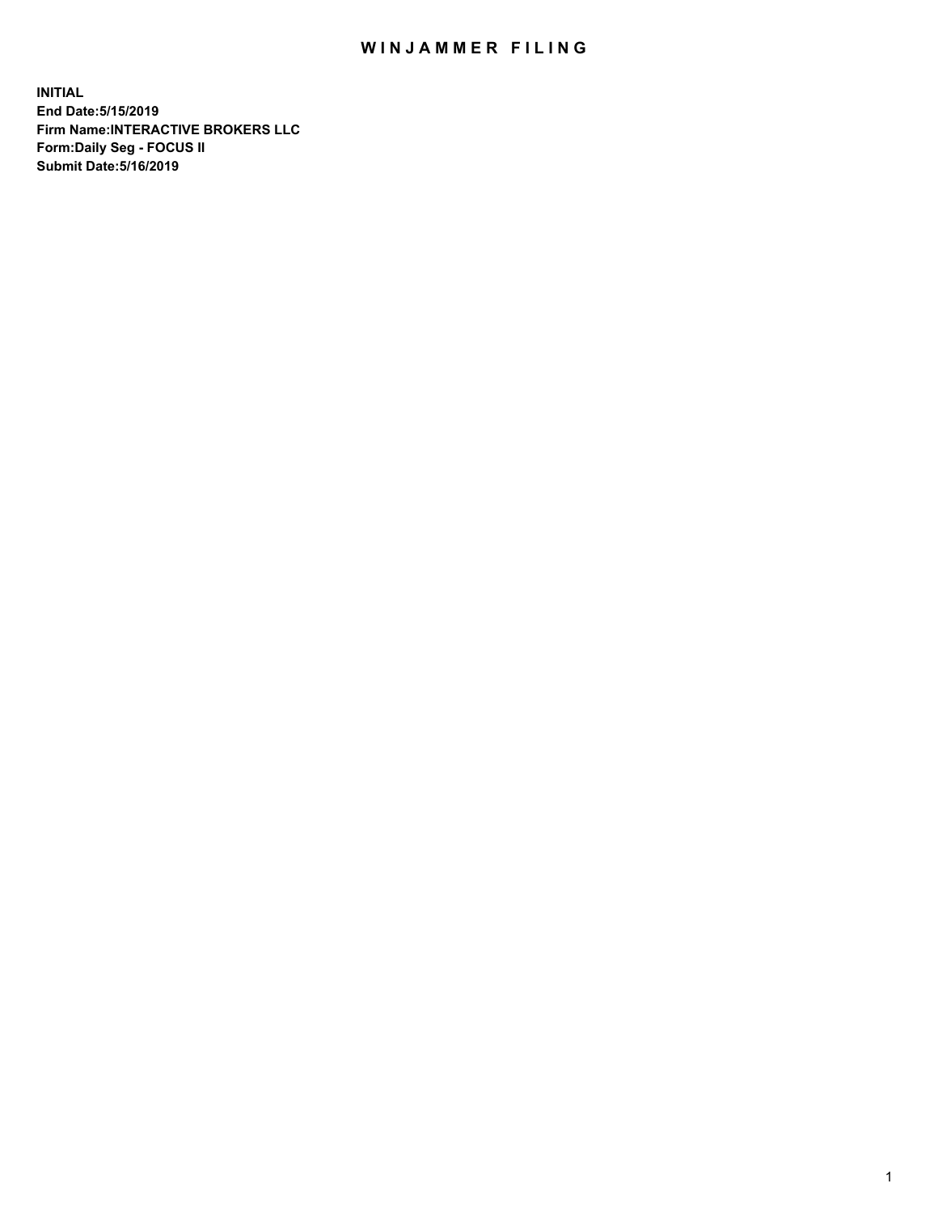# WINJAMMER FILING

**INITIAL**
**End Date:5/15/2019**
**Firm Name:INTERACTIVE BROKERS LLC**
**Form:Daily Seg - FOCUS II**
**Submit Date:5/16/2019**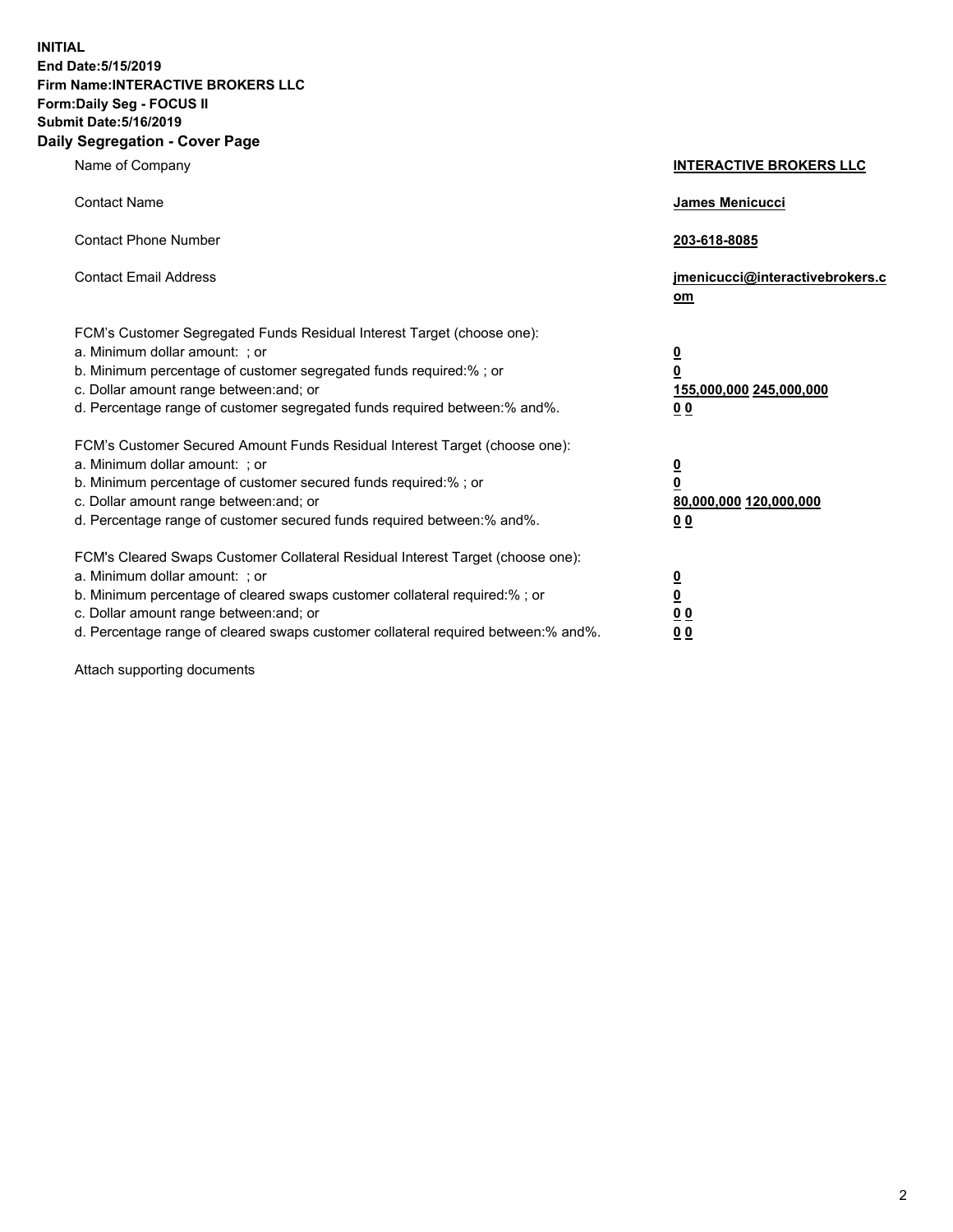**INITIAL**
**End Date:5/15/2019**
**Firm Name:INTERACTIVE BROKERS LLC**
**Form:Daily Seg - FOCUS II**
**Submit Date:5/16/2019**
**Daily Segregation - Cover Page**

| | |
|---|---|
| Name of Company | **INTERACTIVE BROKERS LLC** |
| Contact Name | **James Menicucci** |
| Contact Phone Number | **203-618-8085** |
| Contact Email Address | **jmenicucci@interactivebrokers.com** |
| FCM's Customer Segregated Funds Residual Interest Target (choose one): | |
| a. Minimum dollar amount: ; or | **0** |
| b. Minimum percentage of customer segregated funds required:% ; or | **0** |
| c. Dollar amount range between:and; or | **155,000,000 245,000,000** |
| d. Percentage range of customer segregated funds required between:% and%. | **0 0** |
| FCM's Customer Secured Amount Funds Residual Interest Target (choose one): | |
| a. Minimum dollar amount: ; or | **0** |
| b. Minimum percentage of customer secured funds required:% ; or | **0** |
| c. Dollar amount range between:and; or | **80,000,000 120,000,000** |
| d. Percentage range of customer secured funds required between:% and%. | **0 0** |
| FCM's Cleared Swaps Customer Collateral Residual Interest Target (choose one): | |
| a. Minimum dollar amount: ; or | **0** |
| b. Minimum percentage of cleared swaps customer collateral required:% ; or | **0** |
| c. Dollar amount range between:and; or | **0 0** |
| d. Percentage range of cleared swaps customer collateral required between:% and%. | **0 0** |

Attach supporting documents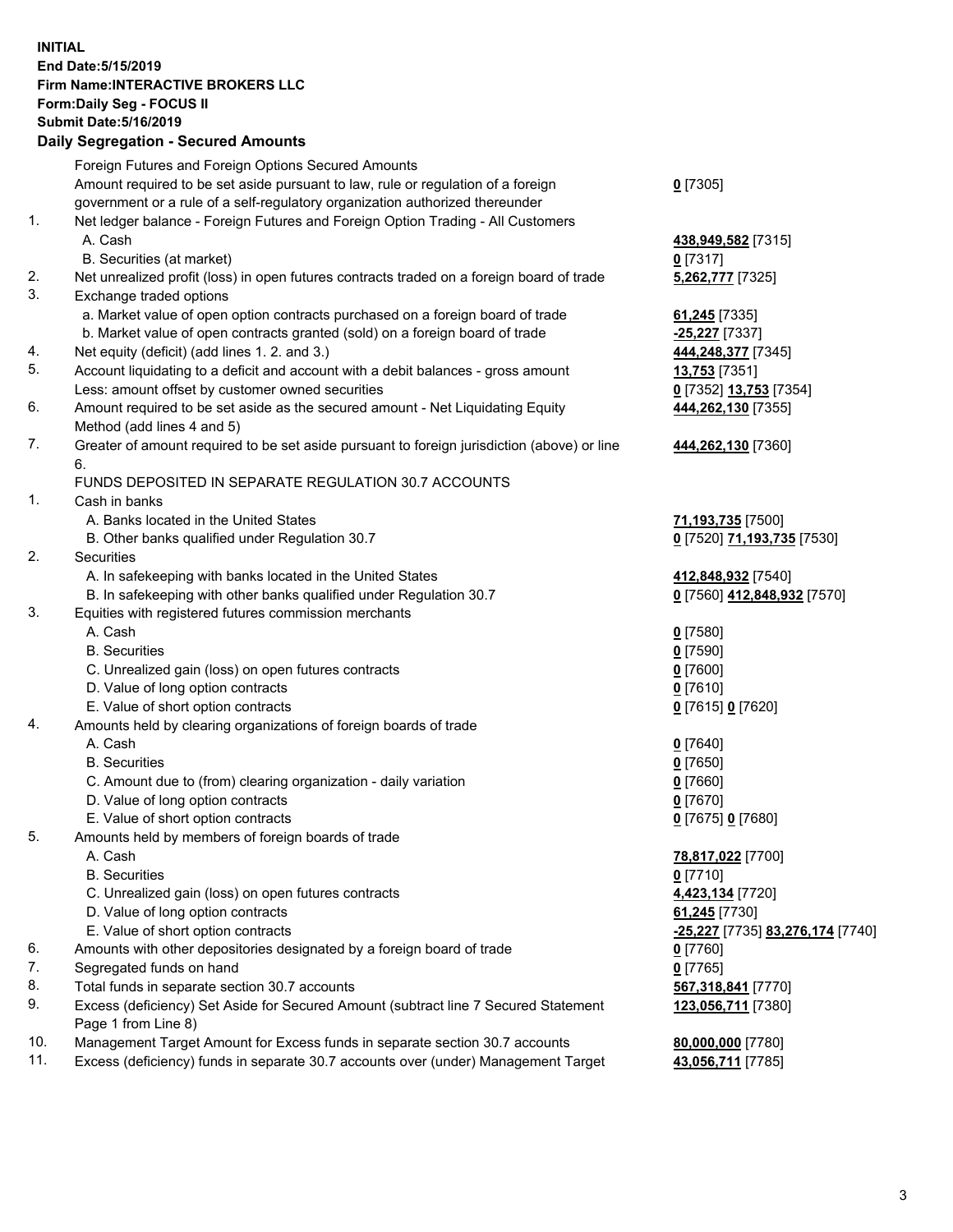**INITIAL**
**End Date:5/15/2019**
**Firm Name:INTERACTIVE BROKERS LLC**
**Form:Daily Seg - FOCUS II**
**Submit Date:5/16/2019**

## Daily Segregation - Secured Amounts

| | | |
|---|---|---|
| | Foreign Futures and Foreign Options Secured Amounts | |
| | Amount required to be set aside pursuant to law, rule or regulation of a foreign government or a rule of a self-regulatory organization authorized thereunder | **0** [7305] |
| 1. | Net ledger balance - Foreign Futures and Foreign Option Trading - All Customers | |
| | A. Cash | **438,949,582** [7315] |
| | B. Securities (at market) | **0** [7317] |
| 2. | Net unrealized profit (loss) in open futures contracts traded on a foreign board of trade | **5,262,777** [7325] |
| 3. | Exchange traded options | |
| | a. Market value of open option contracts purchased on a foreign board of trade | **61,245** [7335] |
| | b. Market value of open contracts granted (sold) on a foreign board of trade | **-25,227** [7337] |
| 4. | Net equity (deficit) (add lines 1. 2. and 3.) | **444,248,377** [7345] |
| 5. | Account liquidating to a deficit and account with a debit balances - gross amount | **13,753** [7351] |
| | Less: amount offset by customer owned securities | **0** [7352] **13,753** [7354] |
| 6. | Amount required to be set aside as the secured amount - Net Liquidating Equity Method (add lines 4 and 5) | **444,262,130** [7355] |
| 7. | Greater of amount required to be set aside pursuant to foreign jurisdiction (above) or line 6. | **444,262,130** [7360] |
| | FUNDS DEPOSITED IN SEPARATE REGULATION 30.7 ACCOUNTS | |
| 1. | Cash in banks | |
| | A. Banks located in the United States | **71,193,735** [7500] |
| | B. Other banks qualified under Regulation 30.7 | **0** [7520] **71,193,735** [7530] |
| 2. | Securities | |
| | A. In safekeeping with banks located in the United States | **412,848,932** [7540] |
| | B. In safekeeping with other banks qualified under Regulation 30.7 | **0** [7560] **412,848,932** [7570] |
| 3. | Equities with registered futures commission merchants | |
| | A. Cash | **0** [7580] |
| | B. Securities | **0** [7590] |
| | C. Unrealized gain (loss) on open futures contracts | **0** [7600] |
| | D. Value of long option contracts | **0** [7610] |
| | E. Value of short option contracts | **0** [7615] **0** [7620] |
| 4. | Amounts held by clearing organizations of foreign boards of trade | |
| | A. Cash | **0** [7640] |
| | B. Securities | **0** [7650] |
| | C. Amount due to (from) clearing organization - daily variation | **0** [7660] |
| | D. Value of long option contracts | **0** [7670] |
| | E. Value of short option contracts | **0** [7675] **0** [7680] |
| 5. | Amounts held by members of foreign boards of trade | |
| | A. Cash | **78,817,022** [7700] |
| | B. Securities | **0** [7710] |
| | C. Unrealized gain (loss) on open futures contracts | **4,423,134** [7720] |
| | D. Value of long option contracts | **61,245** [7730] |
| | E. Value of short option contracts | **-25,227** [7735] **83,276,174** [7740] |
| 6. | Amounts with other depositories designated by a foreign board of trade | **0** [7760] |
| 7. | Segregated funds on hand | **0** [7765] |
| 8. | Total funds in separate section 30.7 accounts | **567,318,841** [7770] |
| 9. | Excess (deficiency) Set Aside for Secured Amount (subtract line 7 Secured Statement Page 1 from Line 8) | **123,056,711** [7380] |
| 10. | Management Target Amount for Excess funds in separate section 30.7 accounts | **80,000,000** [7780] |
| 11. | Excess (deficiency) funds in separate 30.7 accounts over (under) Management Target | **43,056,711** [7785] |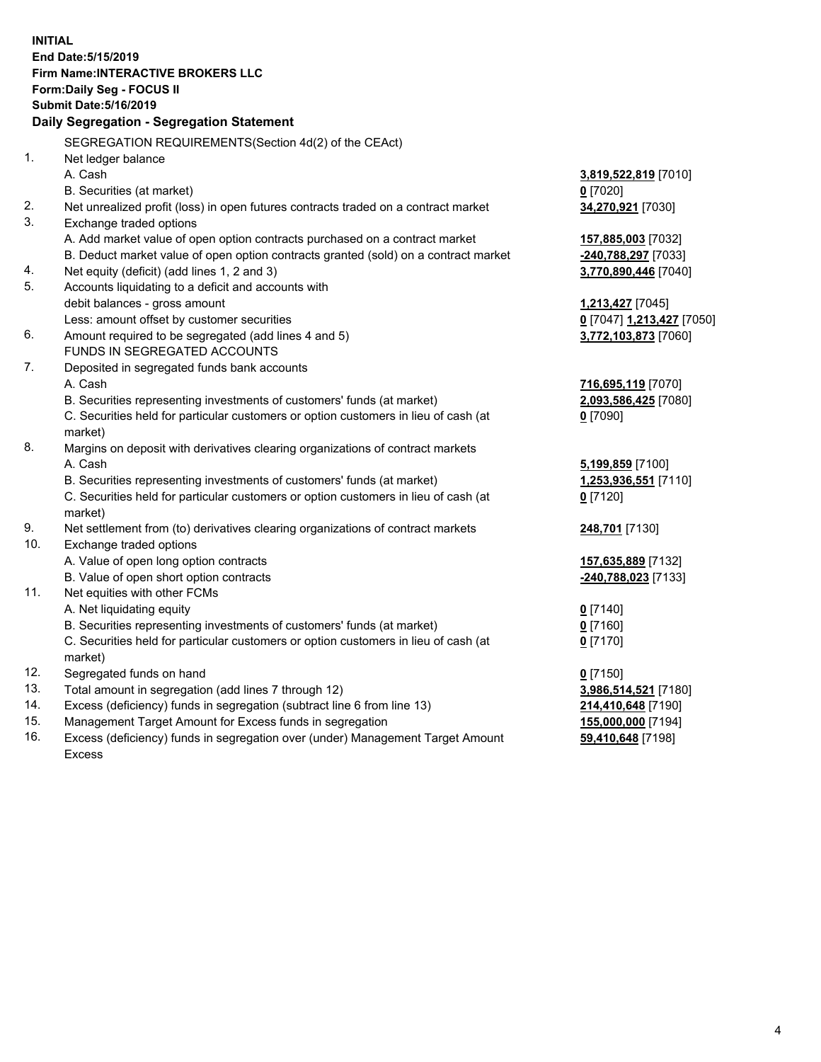**INITIAL**
**End Date:5/15/2019**
**Firm Name:INTERACTIVE BROKERS LLC**
**Form:Daily Seg - FOCUS II**
**Submit Date:5/16/2019**

## Daily Segregation - Segregation Statement

SEGREGATION REQUIREMENTS(Section 4d(2) of the CEAct)

| | | |
|---|---|---|
| 1. | Net ledger balance | |
| | A. Cash | **3,819,522,819** [7010] |
| | B. Securities (at market) | **0** [7020] |
| 2. | Net unrealized profit (loss) in open futures contracts traded on a contract market | **34,270,921** [7030] |
| 3. | Exchange traded options | |
| | A. Add market value of open option contracts purchased on a contract market | **157,885,003** [7032] |
| | B. Deduct market value of open option contracts granted (sold) on a contract market | **-240,788,297** [7033] |
| 4. | Net equity (deficit) (add lines 1, 2 and 3) | **3,770,890,446** [7040] |
| 5. | Accounts liquidating to a deficit and accounts with debit balances - gross amount | **1,213,427** [7045] |
| | Less: amount offset by customer securities | **0** [7047] **1,213,427** [7050] |
| 6. | Amount required to be segregated (add lines 4 and 5) | **3,772,103,873** [7060] |
| | FUNDS IN SEGREGATED ACCOUNTS | |
| 7. | Deposited in segregated funds bank accounts | |
| | A. Cash | **716,695,119** [7070] |
| | B. Securities representing investments of customers' funds (at market) | **2,093,586,425** [7080] |
| | C. Securities held for particular customers or option customers in lieu of cash (at market) | **0** [7090] |
| 8. | Margins on deposit with derivatives clearing organizations of contract markets | |
| | A. Cash | **5,199,859** [7100] |
| | B. Securities representing investments of customers' funds (at market) | **1,253,936,551** [7110] |
| | C. Securities held for particular customers or option customers in lieu of cash (at market) | **0** [7120] |
| 9. | Net settlement from (to) derivatives clearing organizations of contract markets | **248,701** [7130] |
| 10. | Exchange traded options | |
| | A. Value of open long option contracts | **157,635,889** [7132] |
| | B. Value of open short option contracts | **-240,788,023** [7133] |
| 11. | Net equities with other FCMs | |
| | A. Net liquidating equity | **0** [7140] |
| | B. Securities representing investments of customers' funds (at market) | **0** [7160] |
| | C. Securities held for particular customers or option customers in lieu of cash (at market) | **0** [7170] |
| 12. | Segregated funds on hand | **0** [7150] |
| 13. | Total amount in segregation (add lines 7 through 12) | **3,986,514,521** [7180] |
| 14. | Excess (deficiency) funds in segregation (subtract line 6 from line 13) | **214,410,648** [7190] |
| 15. | Management Target Amount for Excess funds in segregation | **155,000,000** [7194] |
| 16. | Excess (deficiency) funds in segregation over (under) Management Target Amount Excess | **59,410,648** [7198] |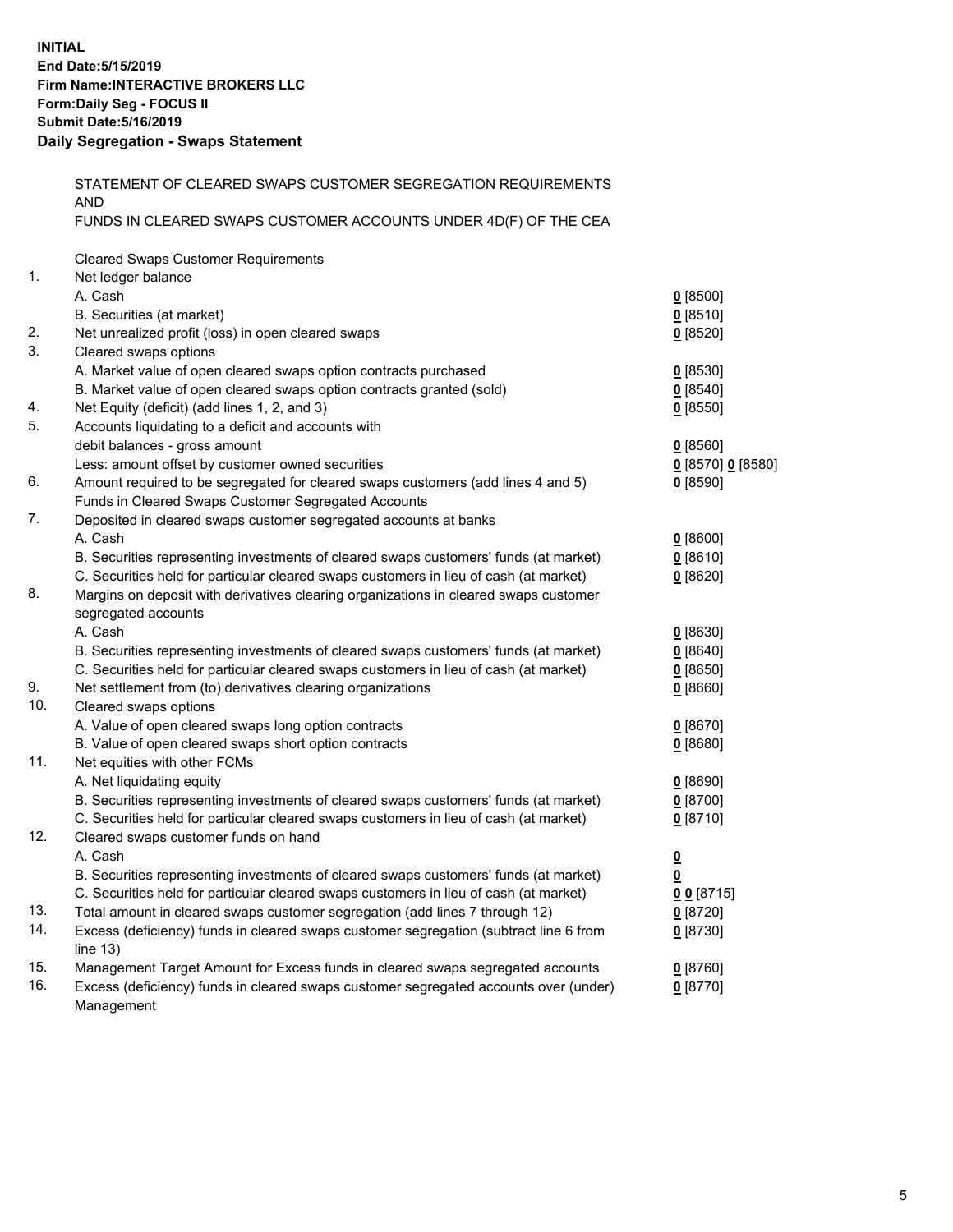**INITIAL**
**End Date:5/15/2019**
**Firm Name:INTERACTIVE BROKERS LLC**
**Form:Daily Seg - FOCUS II**
**Submit Date:5/16/2019**
**Daily Segregation - Swaps Statement**

STATEMENT OF CLEARED SWAPS CUSTOMER SEGREGATION REQUIREMENTS AND FUNDS IN CLEARED SWAPS CUSTOMER ACCOUNTS UNDER 4D(F) OF THE CEA

| | | |
|---|---|---|
| | Cleared Swaps Customer Requirements | |
| 1. | Net ledger balance | |
| | A. Cash | 0 [8500] |
| | B. Securities (at market) | 0 [8510] |
| 2. | Net unrealized profit (loss) in open cleared swaps | 0 [8520] |
| 3. | Cleared swaps options | |
| | A. Market value of open cleared swaps option contracts purchased | 0 [8530] |
| | B. Market value of open cleared swaps option contracts granted (sold) | 0 [8540] |
| 4. | Net Equity (deficit) (add lines 1, 2, and 3) | 0 [8550] |
| 5. | Accounts liquidating to a deficit and accounts with | |
| | debit balances - gross amount | 0 [8560] |
| | Less: amount offset by customer owned securities | 0 [8570] 0 [8580] |
| 6. | Amount required to be segregated for cleared swaps customers (add lines 4 and 5) | 0 [8590] |
| | Funds in Cleared Swaps Customer Segregated Accounts | |
| 7. | Deposited in cleared swaps customer segregated accounts at banks | |
| | A. Cash | 0 [8600] |
| | B. Securities representing investments of cleared swaps customers' funds (at market) | 0 [8610] |
| | C. Securities held for particular cleared swaps customers in lieu of cash (at market) | 0 [8620] |
| 8. | Margins on deposit with derivatives clearing organizations in cleared swaps customer segregated accounts | |
| | A. Cash | 0 [8630] |
| | B. Securities representing investments of cleared swaps customers' funds (at market) | 0 [8640] |
| | C. Securities held for particular cleared swaps customers in lieu of cash (at market) | 0 [8650] |
| 9. | Net settlement from (to) derivatives clearing organizations | 0 [8660] |
| 10. | Cleared swaps options | |
| | A. Value of open cleared swaps long option contracts | 0 [8670] |
| | B. Value of open cleared swaps short option contracts | 0 [8680] |
| 11. | Net equities with other FCMs | |
| | A. Net liquidating equity | 0 [8690] |
| | B. Securities representing investments of cleared swaps customers' funds (at market) | 0 [8700] |
| | C. Securities held for particular cleared swaps customers in lieu of cash (at market) | 0 [8710] |
| 12. | Cleared swaps customer funds on hand | |
| | A. Cash | 0 |
| | B. Securities representing investments of cleared swaps customers' funds (at market) | 0 |
| | C. Securities held for particular cleared swaps customers in lieu of cash (at market) | 0 0 [8715] |
| 13. | Total amount in cleared swaps customer segregation (add lines 7 through 12) | 0 [8720] |
| 14. | Excess (deficiency) funds in cleared swaps customer segregation (subtract line 6 from line 13) | 0 [8730] |
| 15. | Management Target Amount for Excess funds in cleared swaps segregated accounts | 0 [8760] |
| 16. | Excess (deficiency) funds in cleared swaps customer segregated accounts over (under) Management | 0 [8770] |